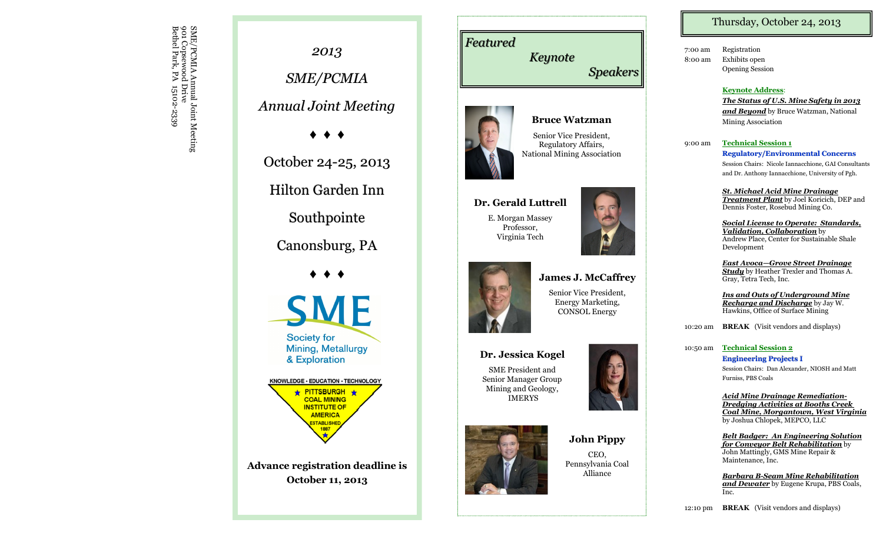SME/PCMIA Annual Joint Meeting
901 Copewood Drive
Bethel Park, PA 15102-2339

# *2013*

# *SME/PCMIA*

# *Annual Joint Meeting*

♦ ♦ ♦

October 24-25, 2013

Hilton Garden Inn

Southpointe

Canonsburg, PA

♦ ♦ ♦

SME
Society for Mining, Metallurgy & Exploration

KNOWLEDGE • EDUCATION • TECHNOLOGY
PITTSBURGH COAL MINING INSTITUTE OF AMERICA
ESTABLISHED 1887

**Advance registration deadline is October 11, 2013**

## *Featured Keynote Speakers*

**Bruce Watzman**
Senior Vice President,
Regulatory Affairs,
National Mining Association

**Dr. Gerald Luttrell**
E. Morgan Massey
Professor,
Virginia Tech

**James J. McCaffrey**
Senior Vice President,
Energy Marketing,
CONSOL Energy

**Dr. Jessica Kogel**
SME President and
Senior Manager Group
Mining and Geology,
IMERYS

**John Pippy**
CEO,
Pennsylvania Coal
Alliance

## Thursday, October 24, 2013

7:00 am — Registration

8:00 am — Exhibits open

Opening Session

**Keynote Address:**
***The Status of U.S. Mine Safety in 2013 and Beyond*** by Bruce Watzman, National Mining Association

9:00 am — **Technical Session 1**
**Regulatory/Environmental Concerns**
Session Chairs: Nicole Iannacchione, GAI Consultants and Dr. Anthony Iannacchione, University of Pgh.

***St. Michael Acid Mine Drainage Treatment Plant*** by Joel Koricich, DEP and Dennis Foster, Rosebud Mining Co.

***Social License to Operate: Standards, Validation, Collaboration*** by Andrew Place, Center for Sustainable Shale Development

***East Avoca—Grove Street Drainage Study*** by Heather Trexler and Thomas A. Gray, Tetra Tech, Inc.

***Ins and Outs of Underground Mine Recharge and Discharge*** by Jay W. Hawkins, Office of Surface Mining

10:20 am — **BREAK** (Visit vendors and displays)

10:50 am — **Technical Session 2**
**Engineering Projects I**
Session Chairs: Dan Alexander, NIOSH and Matt Furniss, PBS Coals

***Acid Mine Drainage Remediation-Dredging Activities at Booths Creek Coal Mine, Morgantown, West Virginia*** by Joshua Chlopek, MEPCO, LLC

***Belt Badger: An Engineering Solution for Conveyor Belt Rehabilitation*** by John Mattingly, GMS Mine Repair & Maintenance, Inc.

***Barbara B-Seam Mine Rehabilitation and Dewater*** by Eugene Krupa, PBS Coals, Inc.

12:10 pm — **BREAK** (Visit vendors and displays)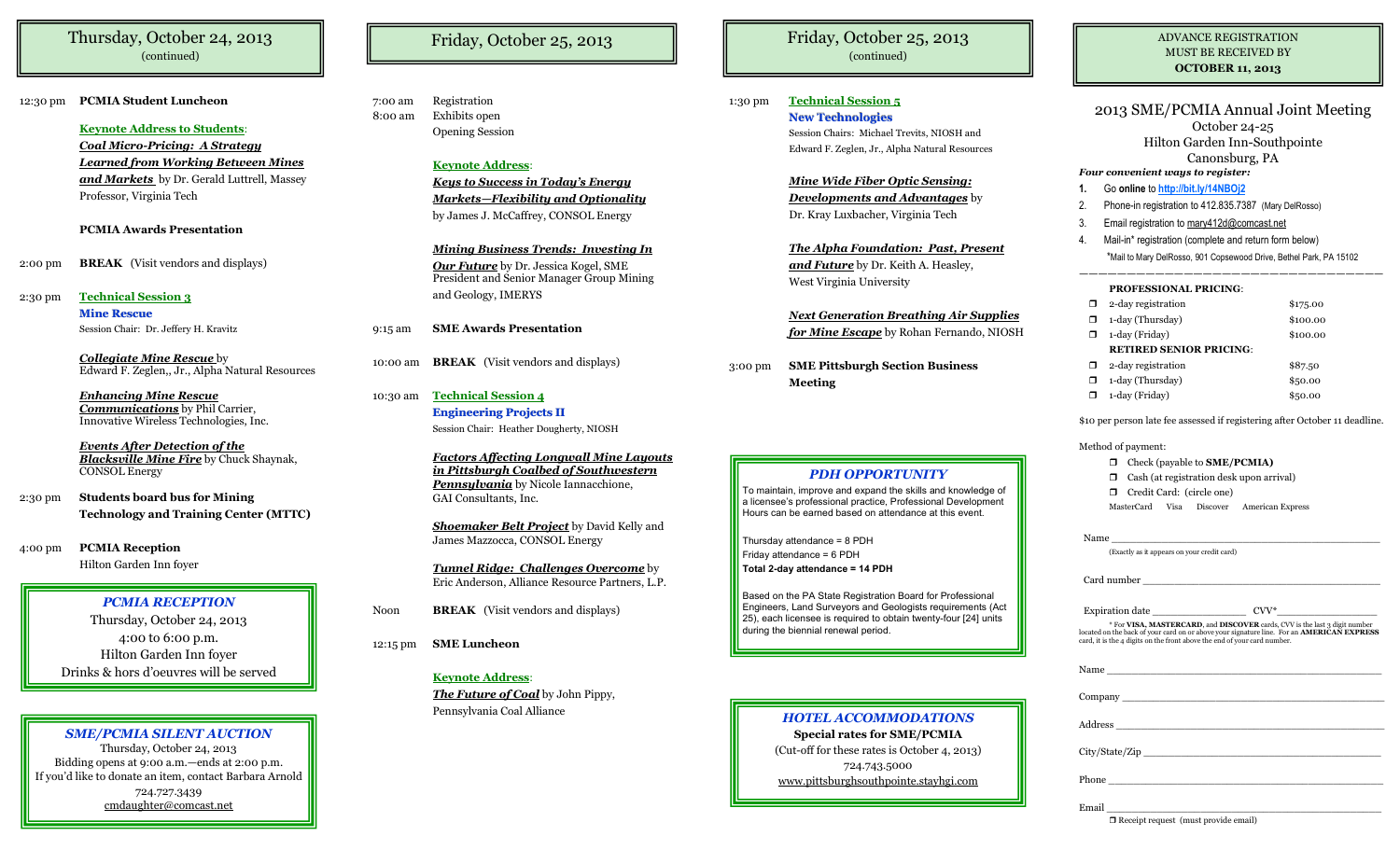## Thursday, October 24, 2013
(continued)

12:30 pm **PCMIA Student Luncheon**

**Keynote Address to Students**:
***Coal Micro-Pricing: A Strategy Learned from Working Between Mines and Markets*** by Dr. Gerald Luttrell, Massey Professor, Virginia Tech

**PCMIA Awards Presentation**

2:00 pm **BREAK** (Visit vendors and displays)

2:30 pm **Technical Session 3**
**Mine Rescue**
Session Chair: Dr. Jeffery H. Kravitz

***Collegiate Mine Rescue*** by Edward F. Zeglen,, Jr., Alpha Natural Resources

***Enhancing Mine Rescue Communications*** by Phil Carrier, Innovative Wireless Technologies, Inc.

***Events After Detection of the Blacksville Mine Fire*** by Chuck Shaynak, CONSOL Energy

2:30 pm **Students board bus for Mining Technology and Training Center (MTTC)**

4:00 pm **PCMIA Reception**
Hilton Garden Inn foyer

### *PCMIA RECEPTION*
Thursday, October 24, 2013
4:00 to 6:00 p.m.
Hilton Garden Inn foyer
Drinks & hors d'oeuvres will be served

### *SME/PCMIA SILENT AUCTION*
Thursday, October 24, 2013
Bidding opens at 9:00 a.m.—ends at 2:00 p.m.
If you'd like to donate an item, contact Barbara Arnold
724.727.3439
cmdaughter@comcast.net

## Friday, October 25, 2013

7:00 am Registration
8:00 am Exhibits open
Opening Session

**Keynote Address**:
***Keys to Success in Today's Energy Markets—Flexibility and Optionality*** by James J. McCaffrey, CONSOL Energy

***Mining Business Trends: Investing In Our Future*** by Dr. Jessica Kogel, SME President and Senior Manager Group Mining and Geology, IMERYS

9:15 am **SME Awards Presentation**

10:00 am **BREAK** (Visit vendors and displays)

10:30 am **Technical Session 4**
**Engineering Projects II**
Session Chair: Heather Dougherty, NIOSH

***Factors Affecting Longwall Mine Layouts in Pittsburgh Coalbed of Southwestern Pennsylvania*** by Nicole Iannacchione, GAI Consultants, Inc.

***Shoemaker Belt Project*** by David Kelly and James Mazzocca, CONSOL Energy

***Tunnel Ridge: Challenges Overcome*** by Eric Anderson, Alliance Resource Partners, L.P.

Noon **BREAK** (Visit vendors and displays)

12:15 pm **SME Luncheon**

**Keynote Address**:
***The Future of Coal*** by John Pippy, Pennsylvania Coal Alliance

## Friday, October 25, 2013
(continued)

1:30 pm **Technical Session 5**
**New Technologies**
Session Chairs: Michael Trevits, NIOSH and Edward F. Zeglen, Jr., Alpha Natural Resources

***Mine Wide Fiber Optic Sensing: Developments and Advantages*** by Dr. Kray Luxbacher, Virginia Tech

***The Alpha Foundation: Past, Present and Future*** by Dr. Keith A. Heasley, West Virginia University

***Next Generation Breathing Air Supplies for Mine Escape*** by Rohan Fernando, NIOSH

3:00 pm **SME Pittsburgh Section Business Meeting**

### *PDH OPPORTUNITY*
To maintain, improve and expand the skills and knowledge of a licensee's professional practice, Professional Development Hours can be earned based on attendance at this event.

Thursday attendance = 8 PDH
Friday attendance = 6 PDH
**Total 2-day attendance = 14 PDH**

Based on the PA State Registration Board for Professional Engineers, Land Surveyors and Geologists requirements (Act 25), each licensee is required to obtain twenty-four [24] units during the biennial renewal period.

### *HOTEL ACCOMMODATIONS*
**Special rates for SME/PCMIA**
(Cut-off for these rates is October 4, 2013)
724.743.5000
www.pittsburghsouthpointe.stayhgi.com

ADVANCE REGISTRATION
MUST BE RECEIVED BY
**OCTOBER 11, 2013**

## 2013 SME/PCMIA Annual Joint Meeting
October 24-25
Hilton Garden Inn-Southpointe
Canonsburg, PA

***Four convenient ways to register:***

1. Go **online** to **http://bit.ly/14NBOj2**
2. Phone-in registration to 412.835.7387 (Mary DelRosso)
3. Email registration to mary412d@comcast.net
4. Mail-in* registration (complete and return form below)
   *Mail to Mary DelRosso, 901 Copsewood Drive, Bethel Park, PA 15102

**PROFESSIONAL PRICING**:
- ❒ 2-day registration $175.00
- ❒ 1-day (Thursday) $100.00
- ❒ 1-day (Friday) $100.00

**RETIRED SENIOR PRICING**:
- ❒ 2-day registration $87.50
- ❒ 1-day (Thursday) $50.00
- ❒ 1-day (Friday) $50.00

$10 per person late fee assessed if registering after October 11 deadline.

Method of payment:
- ❒ Check (payable to **SME/PCMIA)**
- ❒ Cash (at registration desk upon arrival)
- ❒ Credit Card: (circle one)
  MasterCard Visa Discover American Express

Name ______________________________
(Exactly as it appears on your credit card)

Card number ______________________________

Expiration date ______________ CVV* ______________

* For **VISA, MASTERCARD**, and **DISCOVER** cards, CVV is the last 3 digit number located on the back of your card on or above your signature line. For an **AMERICAN EXPRESS** card, it is the 4 digits on the front above the end of your card number.

Name ______________________________

Company ______________________________

Address ______________________________

City/State/Zip ______________________________

Phone ______________________________

Email ______________________________
❒ Receipt request (must provide email)